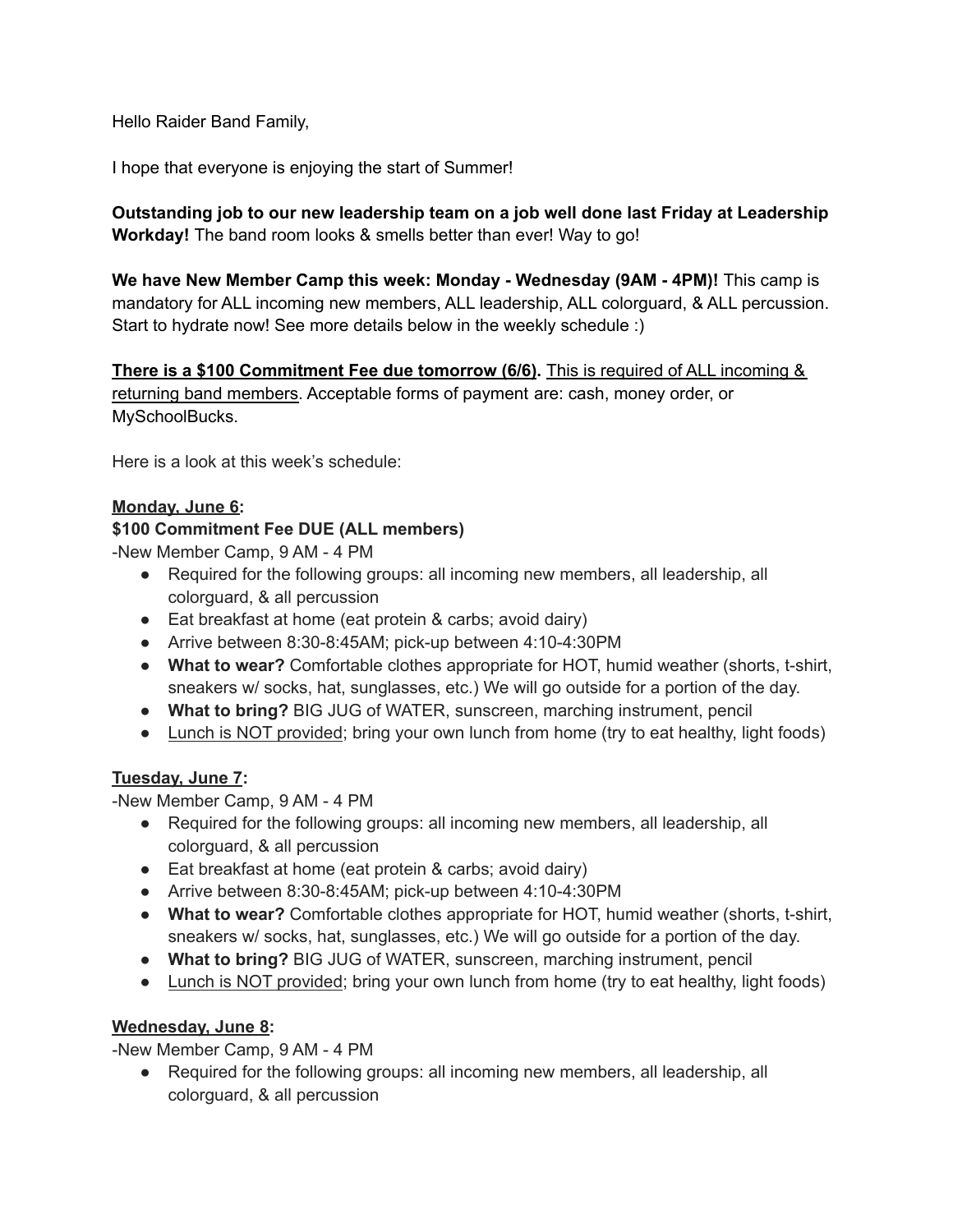Hello Raider Band Family,

I hope that everyone is enjoying the start of Summer!

**Outstanding job to our new leadership team on a job well done last Friday at Leadership Workday!** The band room looks & smells better than ever! Way to go!

**We have New Member Camp this week: Monday - Wednesday (9AM - 4PM)!** This camp is mandatory for ALL incoming new members, ALL leadership, ALL colorguard, & ALL percussion. Start to hydrate now! See more details below in the weekly schedule :)

<u>**There is a $100 Commitment Fee due tomorrow (6/6).**</u> <u>This is required of ALL incoming & returning band members</u>. Acceptable forms of payment are: cash, money order, or MySchoolBucks.

Here is a look at this week's schedule:

<u>**Monday, June 6**</u>**:**

**$100 Commitment Fee DUE (ALL members)**

-New Member Camp, 9 AM - 4 PM

- Required for the following groups: all incoming new members, all leadership, all colorguard, & all percussion
- Eat breakfast at home (eat protein & carbs; avoid dairy)
- Arrive between 8:30-8:45AM; pick-up between 4:10-4:30PM
- **What to wear?** Comfortable clothes appropriate for HOT, humid weather (shorts, t-shirt, sneakers w/ socks, hat, sunglasses, etc.) We will go outside for a portion of the day.
- **What to bring?** BIG JUG of WATER, sunscreen, marching instrument, pencil
- <u>Lunch is NOT provided</u>; bring your own lunch from home (try to eat healthy, light foods)

<u>**Tuesday, June 7**</u>**:**

-New Member Camp, 9 AM - 4 PM

- Required for the following groups: all incoming new members, all leadership, all colorguard, & all percussion
- Eat breakfast at home (eat protein & carbs; avoid dairy)
- Arrive between 8:30-8:45AM; pick-up between 4:10-4:30PM
- **What to wear?** Comfortable clothes appropriate for HOT, humid weather (shorts, t-shirt, sneakers w/ socks, hat, sunglasses, etc.) We will go outside for a portion of the day.
- **What to bring?** BIG JUG of WATER, sunscreen, marching instrument, pencil
- <u>Lunch is NOT provided</u>; bring your own lunch from home (try to eat healthy, light foods)

<u>**Wednesday, June 8**</u>**:**

-New Member Camp, 9 AM - 4 PM

- Required for the following groups: all incoming new members, all leadership, all colorguard, & all percussion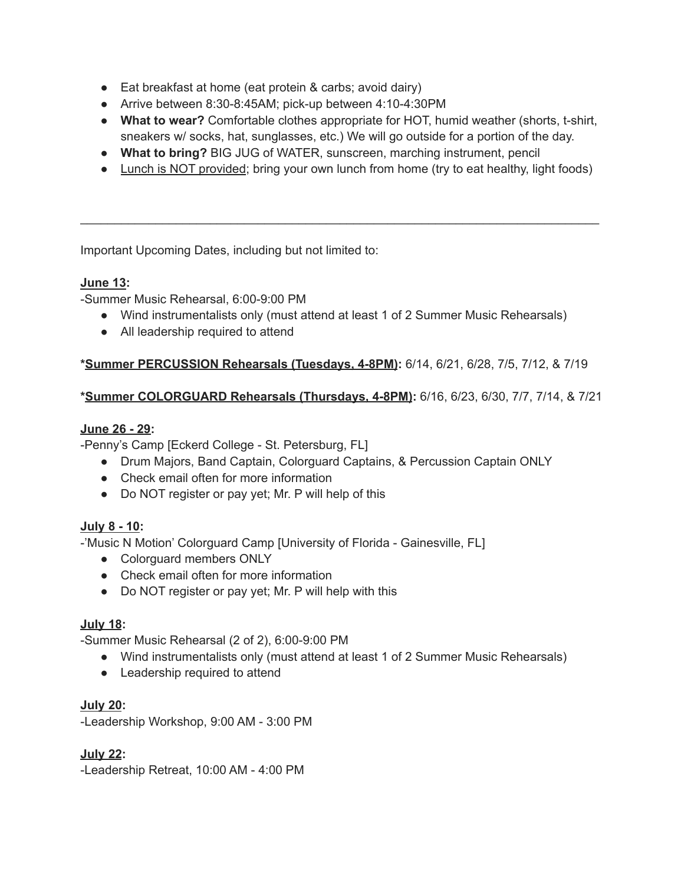- Eat breakfast at home (eat protein & carbs; avoid dairy)
- Arrive between 8:30-8:45AM; pick-up between 4:10-4:30PM
- **What to wear?** Comfortable clothes appropriate for HOT, humid weather (shorts, t-shirt, sneakers w/ socks, hat, sunglasses, etc.) We will go outside for a portion of the day.
- **What to bring?** BIG JUG of WATER, sunscreen, marching instrument, pencil
- <u>Lunch is NOT provided</u>; bring your own lunch from home (try to eat healthy, light foods)

---

Important Upcoming Dates, including but not limited to:

**<u>June 13</u>:**
-Summer Music Rehearsal, 6:00-9:00 PM
- Wind instrumentalists only (must attend at least 1 of 2 Summer Music Rehearsals)
- All leadership required to attend

***<u>Summer PERCUSSION Rehearsals (Tuesdays, 4-8PM)</u>:** 6/14, 6/21, 6/28, 7/5, 7/12, & 7/19

***<u>Summer COLORGUARD Rehearsals (Thursdays, 4-8PM)</u>:** 6/16, 6/23, 6/30, 7/7, 7/14, & 7/21

**<u>June 26 - 29</u>:**
-Penny's Camp [Eckerd College - St. Petersburg, FL]
- Drum Majors, Band Captain, Colorguard Captains, & Percussion Captain ONLY
- Check email often for more information
- Do NOT register or pay yet; Mr. P will help of this

**<u>July 8 - 10</u>:**
-'Music N Motion' Colorguard Camp [University of Florida - Gainesville, FL]
- Colorguard members ONLY
- Check email often for more information
- Do NOT register or pay yet; Mr. P will help with this

**<u>July 18</u>:**
-Summer Music Rehearsal (2 of 2), 6:00-9:00 PM
- Wind instrumentalists only (must attend at least 1 of 2 Summer Music Rehearsals)
- Leadership required to attend

**<u>July 20</u>:**
-Leadership Workshop, 9:00 AM - 3:00 PM

**<u>July 22</u>:**
-Leadership Retreat, 10:00 AM - 4:00 PM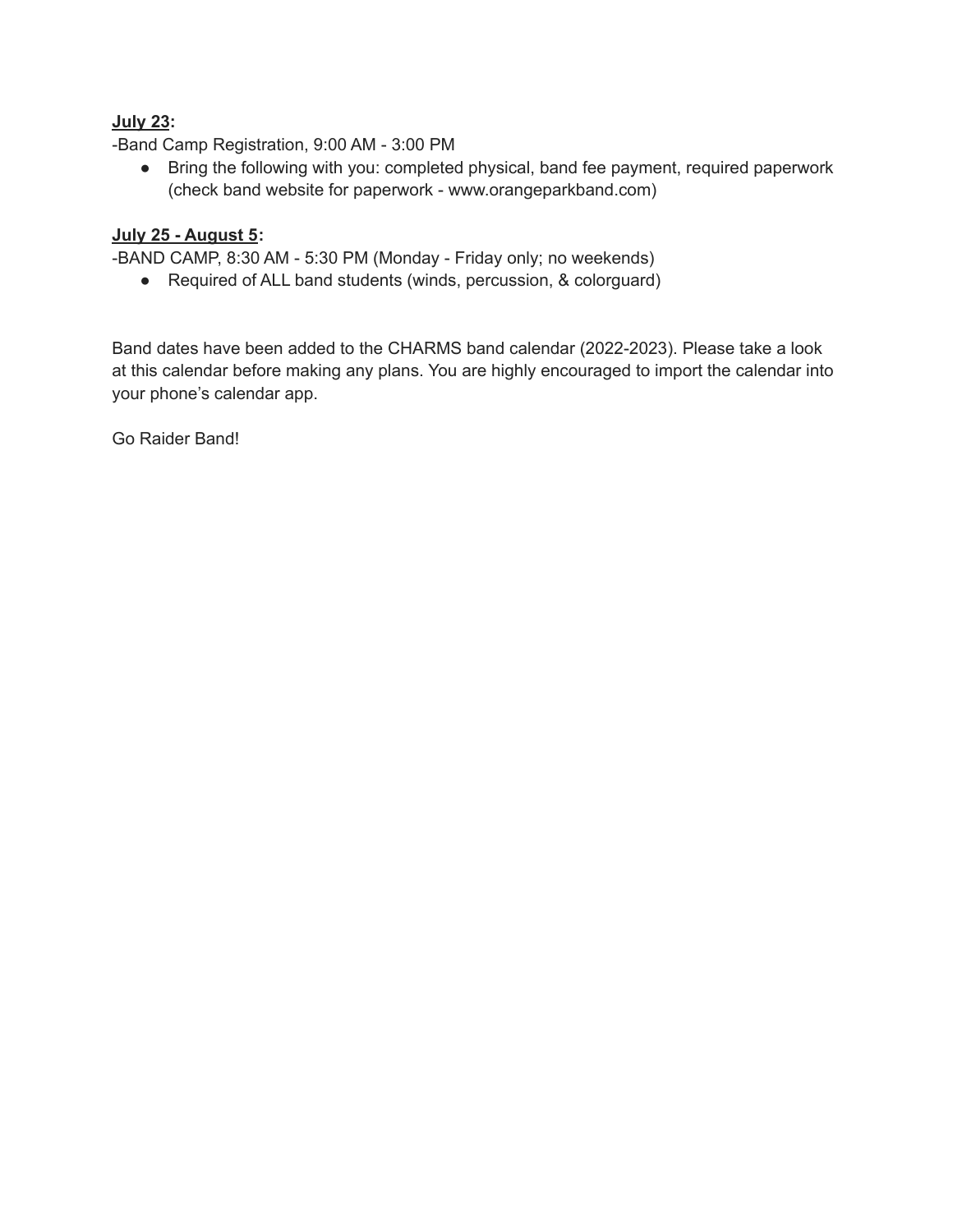**<u>July 23</u>:**

-Band Camp Registration, 9:00 AM - 3:00 PM

- Bring the following with you: completed physical, band fee payment, required paperwork (check band website for paperwork - www.orangeparkband.com)

**<u>July 25 - August 5</u>:**

-BAND CAMP, 8:30 AM - 5:30 PM (Monday - Friday only; no weekends)

- Required of ALL band students (winds, percussion, & colorguard)

Band dates have been added to the CHARMS band calendar (2022-2023). Please take a look at this calendar before making any plans. You are highly encouraged to import the calendar into your phone's calendar app.

Go Raider Band!